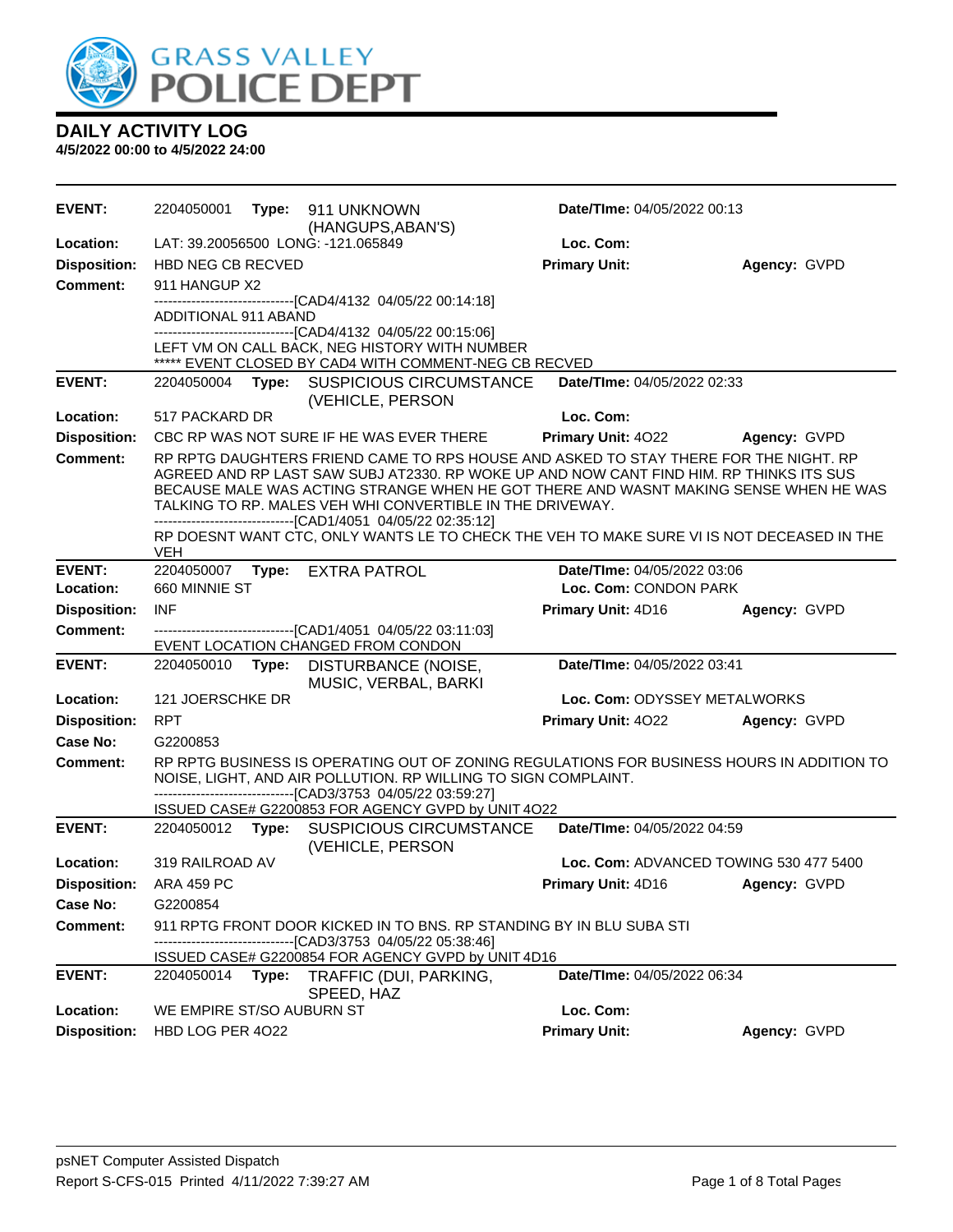## DAILY ACTIVITY LOG

**4/5/2022 00:00 to 4/5/2022 24:00**

---

**EVENT:** 2204050001 **Type:** 911 UNKNOWN (HANGUPS,ABAN'S) **Date/TIme:** 04/05/2022 00:13
**Location:** LAT: 39.20056500 LONG: -121.065849 **Loc. Com:**
**Disposition:** HBD NEG CB RECVED **Primary Unit:** **Agency:** GVPD
**Comment:** 911 HANGUP X2
------------------------------[CAD4/4132 04/05/22 00:14:18]
ADDITIONAL 911 ABAND
------------------------------[CAD4/4132 04/05/22 00:15:06]
LEFT VM ON CALL BACK, NEG HISTORY WITH NUMBER
***** EVENT CLOSED BY CAD4 WITH COMMENT-NEG CB RECVED

---

**EVENT:** 2204050004 **Type:** SUSPICIOUS CIRCUMSTANCE (VEHICLE, PERSON **Date/TIme:** 04/05/2022 02:33
**Location:** 517 PACKARD DR **Loc. Com:**
**Disposition:** CBC RP WAS NOT SURE IF HE WAS EVER THERE **Primary Unit:** 4O22 **Agency:** GVPD
**Comment:** RP RPTG DAUGHTERS FRIEND CAME TO RPS HOUSE AND ASKED TO STAY THERE FOR THE NIGHT. RP AGREED AND RP LAST SAW SUBJ AT2330. RP WOKE UP AND NOW CANT FIND HIM. RP THINKS ITS SUS BECAUSE MALE WAS ACTING STRANGE WHEN HE GOT THERE AND WASNT MAKING SENSE WHEN HE WAS TALKING TO RP. MALES VEH WHI CONVERTIBLE IN THE DRIVEWAY.
------------------------------[CAD1/4051 04/05/22 02:35:12]
RP DOESNT WANT CTC, ONLY WANTS LE TO CHECK THE VEH TO MAKE SURE VI IS NOT DECEASED IN THE VEH

---

**EVENT:** 2204050007 **Type:** EXTRA PATROL **Date/TIme:** 04/05/2022 03:06
**Location:** 660 MINNIE ST **Loc. Com:** CONDON PARK
**Disposition:** INF **Primary Unit:** 4D16 **Agency:** GVPD
**Comment:** ------------------------------[CAD1/4051 04/05/22 03:11:03]
EVENT LOCATION CHANGED FROM CONDON

---

**EVENT:** 2204050010 **Type:** DISTURBANCE (NOISE, MUSIC, VERBAL, BARKI **Date/TIme:** 04/05/2022 03:41
**Location:** 121 JOERSCHKE DR **Loc. Com:** ODYSSEY METALWORKS
**Disposition:** RPT **Primary Unit:** 4O22 **Agency:** GVPD
**Case No:** G2200853
**Comment:** RP RPTG BUSINESS IS OPERATING OUT OF ZONING REGULATIONS FOR BUSINESS HOURS IN ADDITION TO NOISE, LIGHT, AND AIR POLLUTION. RP WILLING TO SIGN COMPLAINT.
------------------------------[CAD3/3753 04/05/22 03:59:27]
ISSUED CASE# G2200853 FOR AGENCY GVPD by UNIT 4O22

---

**EVENT:** 2204050012 **Type:** SUSPICIOUS CIRCUMSTANCE (VEHICLE, PERSON **Date/TIme:** 04/05/2022 04:59
**Location:** 319 RAILROAD AV **Loc. Com:** ADVANCED TOWING 530 477 5400
**Disposition:** ARA 459 PC **Primary Unit:** 4D16 **Agency:** GVPD
**Case No:** G2200854
**Comment:** 911 RPTG FRONT DOOR KICKED IN TO BNS. RP STANDING BY IN BLU SUBA STI
------------------------------[CAD3/3753 04/05/22 05:38:46]
ISSUED CASE# G2200854 FOR AGENCY GVPD by UNIT 4D16

---

**EVENT:** 2204050014 **Type:** TRAFFIC (DUI, PARKING, SPEED, HAZ **Date/TIme:** 04/05/2022 06:34
**Location:** WE EMPIRE ST/SO AUBURN ST **Loc. Com:**
**Disposition:** HBD LOG PER 4O22 **Primary Unit:** **Agency:** GVPD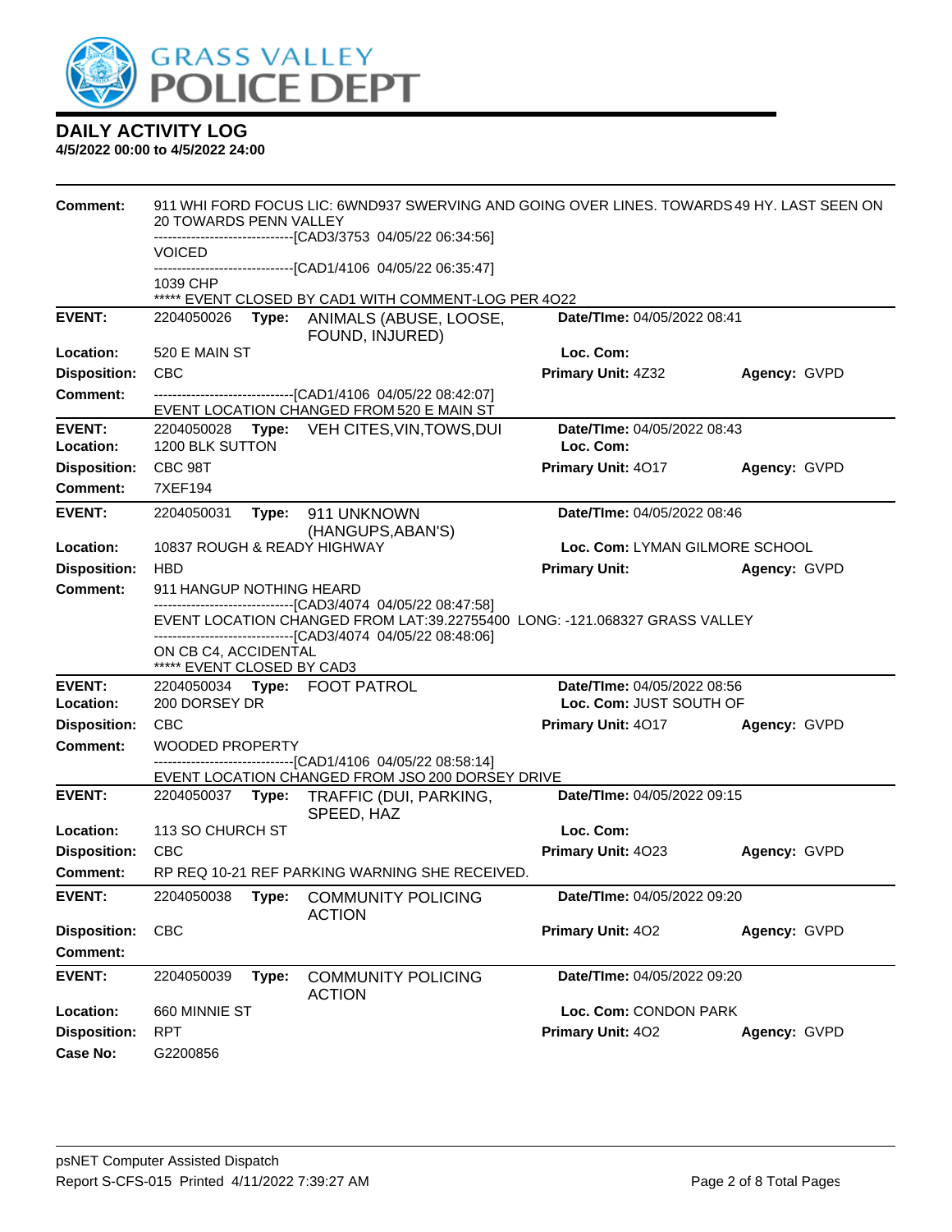# DAILY ACTIVITY LOG

**4/5/2022 00:00 to 4/5/2022 24:00**

**Comment:** 911 WHI FORD FOCUS LIC: 6WND937 SWERVING AND GOING OVER LINES. TOWARDS 49 HY. LAST SEEN ON 20 TOWARDS PENN VALLEY
------------------------------[CAD3/3753 04/05/22 06:34:56]
VOICED
------------------------------[CAD1/4106 04/05/22 06:35:47]
1039 CHP
***** EVENT CLOSED BY CAD1 WITH COMMENT-LOG PER 4O22

---

**EVENT:** 2204050026 **Type:** ANIMALS (ABUSE, LOOSE, FOUND, INJURED) **Date/TIme:** 04/05/2022 08:41
**Location:** 520 E MAIN ST **Loc. Com:**
**Disposition:** CBC **Primary Unit:** 4Z32 **Agency:** GVPD
**Comment:** ------------------------------[CAD1/4106 04/05/22 08:42:07]
EVENT LOCATION CHANGED FROM 520 E MAIN ST

---

**EVENT:** 2204050028 **Type:** VEH CITES,VIN,TOWS,DUI **Date/TIme:** 04/05/2022 08:43
**Location:** 1200 BLK SUTTON **Loc. Com:**
**Disposition:** CBC 98T **Primary Unit:** 4O17 **Agency:** GVPD
**Comment:** 7XEF194

---

**EVENT:** 2204050031 **Type:** 911 UNKNOWN (HANGUPS,ABAN'S) **Date/TIme:** 04/05/2022 08:46
**Location:** 10837 ROUGH & READY HIGHWAY **Loc. Com:** LYMAN GILMORE SCHOOL
**Disposition:** HBD **Primary Unit:** **Agency:** GVPD
**Comment:** 911 HANGUP NOTHING HEARD
------------------------------[CAD3/4074 04/05/22 08:47:58]
EVENT LOCATION CHANGED FROM LAT:39.22755400 LONG: -121.068327 GRASS VALLEY
------------------------------[CAD3/4074 04/05/22 08:48:06]
ON CB C4, ACCIDENTAL
***** EVENT CLOSED BY CAD3

---

**EVENT:** 2204050034 **Type:** FOOT PATROL **Date/TIme:** 04/05/2022 08:56
**Location:** 200 DORSEY DR **Loc. Com:** JUST SOUTH OF
**Disposition:** CBC **Primary Unit:** 4O17 **Agency:** GVPD
**Comment:** WOODED PROPERTY
------------------------------[CAD1/4106 04/05/22 08:58:14]
EVENT LOCATION CHANGED FROM JSO 200 DORSEY DRIVE

---

**EVENT:** 2204050037 **Type:** TRAFFIC (DUI, PARKING, SPEED, HAZ **Date/TIme:** 04/05/2022 09:15
**Location:** 113 SO CHURCH ST **Loc. Com:**
**Disposition:** CBC **Primary Unit:** 4O23 **Agency:** GVPD
**Comment:** RP REQ 10-21 REF PARKING WARNING SHE RECEIVED.

---

**EVENT:** 2204050038 **Type:** COMMUNITY POLICING ACTION **Date/TIme:** 04/05/2022 09:20
**Disposition:** CBC **Primary Unit:** 4O2 **Agency:** GVPD
**Comment:**

---

**EVENT:** 2204050039 **Type:** COMMUNITY POLICING ACTION **Date/TIme:** 04/05/2022 09:20
**Location:** 660 MINNIE ST **Loc. Com:** CONDON PARK
**Disposition:** RPT **Primary Unit:** 4O2 **Agency:** GVPD
**Case No:** G2200856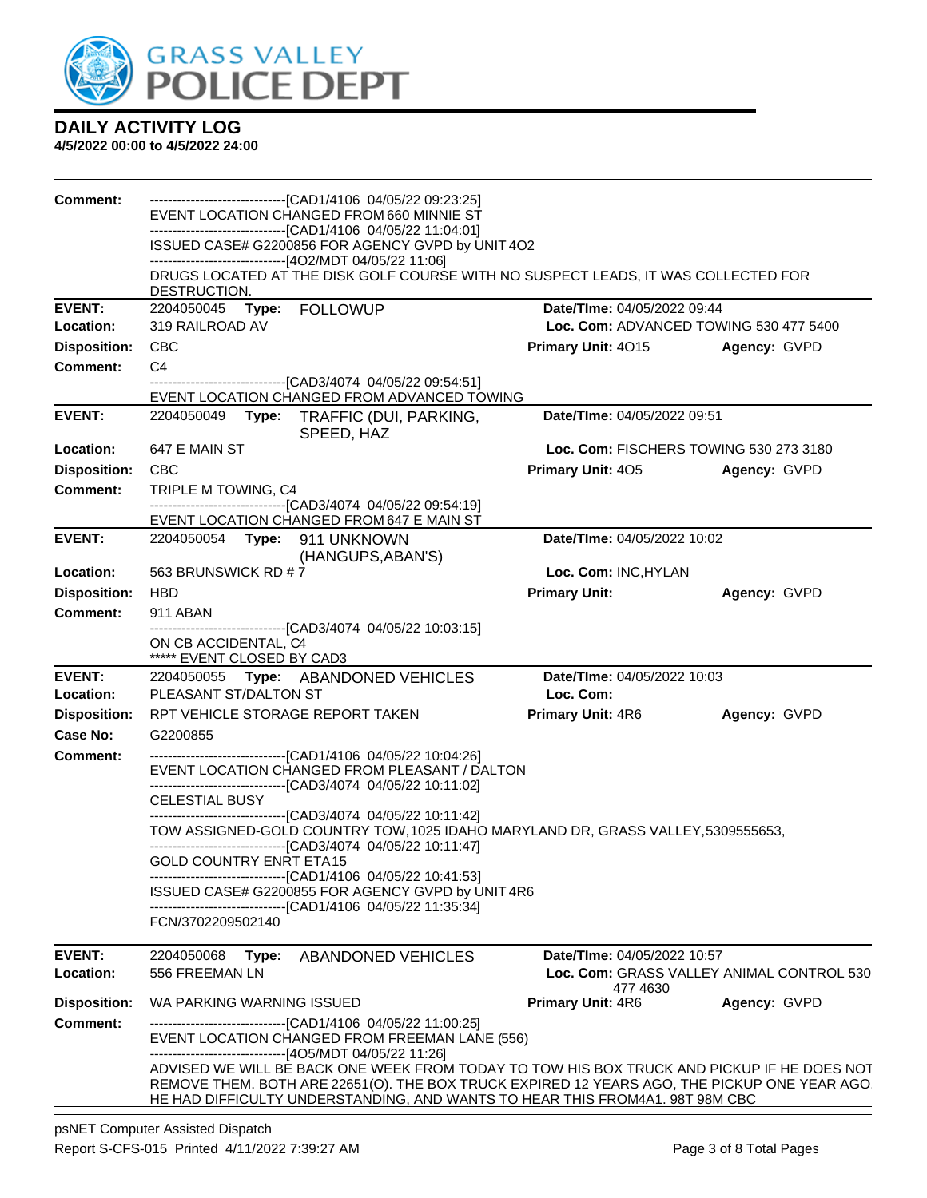# DAILY ACTIVITY LOG

**4/5/2022 00:00 to 4/5/2022 24:00**

**Comment:** ------------------------------[CAD1/4106 04/05/22 09:23:25]
EVENT LOCATION CHANGED FROM 660 MINNIE ST
------------------------------[CAD1/4106 04/05/22 11:04:01]
ISSUED CASE# G2200856 FOR AGENCY GVPD by UNIT 4O2
------------------------------[4O2/MDT 04/05/22 11:06]
DRUGS LOCATED AT THE DISK GOLF COURSE WITH NO SUSPECT LEADS, IT WAS COLLECTED FOR DESTRUCTION.

---

**EVENT:** 2204050045 **Type:** FOLLOWUP **Date/TIme:** 04/05/2022 09:44
**Location:** 319 RAILROAD AV **Loc. Com:** ADVANCED TOWING 530 477 5400
**Disposition:** CBC **Primary Unit:** 4O15 **Agency:** GVPD
**Comment:** C4
------------------------------[CAD3/4074 04/05/22 09:54:51]
EVENT LOCATION CHANGED FROM ADVANCED TOWING

---

**EVENT:** 2204050049 **Type:** TRAFFIC (DUI, PARKING, SPEED, HAZ **Date/TIme:** 04/05/2022 09:51
**Location:** 647 E MAIN ST **Loc. Com:** FISCHERS TOWING 530 273 3180
**Disposition:** CBC **Primary Unit:** 4O5 **Agency:** GVPD
**Comment:** TRIPLE M TOWING, C4
------------------------------[CAD3/4074 04/05/22 09:54:19]
EVENT LOCATION CHANGED FROM 647 E MAIN ST

---

**EVENT:** 2204050054 **Type:** 911 UNKNOWN (HANGUPS,ABAN'S) **Date/TIme:** 04/05/2022 10:02
**Location:** 563 BRUNSWICK RD # 7 **Loc. Com:** INC,HYLAN
**Disposition:** HBD **Primary Unit:** **Agency:** GVPD
**Comment:** 911 ABAN
------------------------------[CAD3/4074 04/05/22 10:03:15]
ON CB ACCIDENTAL, C4
***** EVENT CLOSED BY CAD3

---

**EVENT:** 2204050055 **Type:** ABANDONED VEHICLES **Date/TIme:** 04/05/2022 10:03
**Location:** PLEASANT ST/DALTON ST **Loc. Com:**
**Disposition:** RPT VEHICLE STORAGE REPORT TAKEN **Primary Unit:** 4R6 **Agency:** GVPD
**Case No:** G2200855
**Comment:** ------------------------------[CAD1/4106 04/05/22 10:04:26]
EVENT LOCATION CHANGED FROM PLEASANT / DALTON
------------------------------[CAD3/4074 04/05/22 10:11:02]
CELESTIAL BUSY
------------------------------[CAD3/4074 04/05/22 10:11:42]
TOW ASSIGNED-GOLD COUNTRY TOW,1025 IDAHO MARYLAND DR, GRASS VALLEY,5309555653,
------------------------------[CAD3/4074 04/05/22 10:11:47]
GOLD COUNTRY ENRT ETA15
------------------------------[CAD1/4106 04/05/22 10:41:53]
ISSUED CASE# G2200855 FOR AGENCY GVPD by UNIT 4R6
------------------------------[CAD1/4106 04/05/22 11:35:34]
FCN/3702209502140

---

**EVENT:** 2204050068 **Type:** ABANDONED VEHICLES **Date/TIme:** 04/05/2022 10:57
**Location:** 556 FREEMAN LN **Loc. Com:** GRASS VALLEY ANIMAL CONTROL 530 477 4630
**Disposition:** WA PARKING WARNING ISSUED **Primary Unit:** 4R6 **Agency:** GVPD
**Comment:** ------------------------------[CAD1/4106 04/05/22 11:00:25]
EVENT LOCATION CHANGED FROM FREEMAN LANE (556)
------------------------------[4O5/MDT 04/05/22 11:26]
ADVISED WE WILL BE BACK ONE WEEK FROM TODAY TO TOW HIS BOX TRUCK AND PICKUP IF HE DOES NOT REMOVE THEM. BOTH ARE 22651(O). THE BOX TRUCK EXPIRED 12 YEARS AGO, THE PICKUP ONE YEAR AGO HE HAD DIFFICULTY UNDERSTANDING, AND WANTS TO HEAR THIS FROM4A1. 98T 98M CBC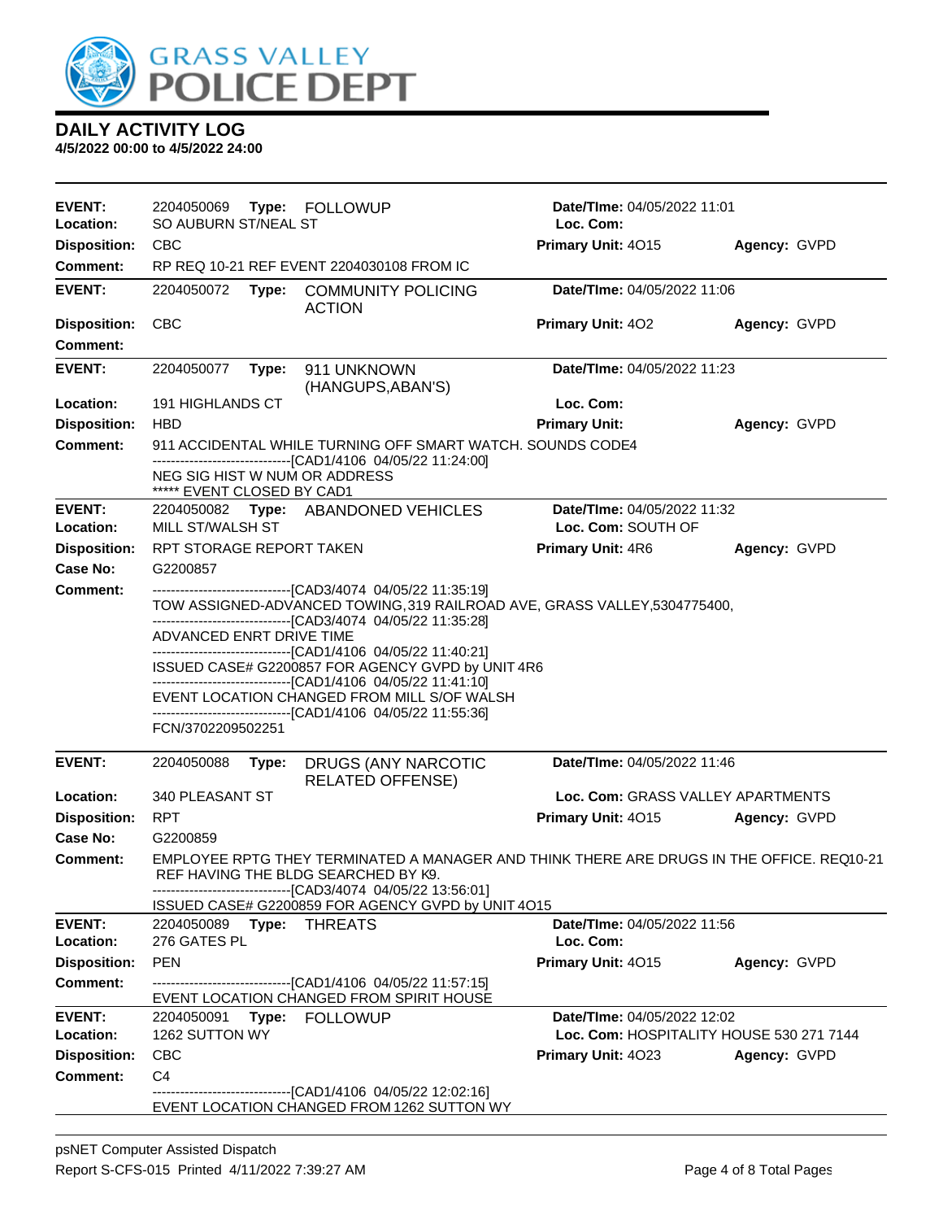# GRASS VALLEY POLICE DEPT

## DAILY ACTIVITY LOG

**4/5/2022 00:00 to 4/5/2022 24:00**

| | | | |
|---|---|---|---|
| **EVENT:** 2204050069 **Type:** FOLLOWUP | **Date/TIme:** 04/05/2022 11:01 | | |
| **Location:** SO AUBURN ST/NEAL ST | **Loc. Com:** | | |
| **Disposition:** CBC | **Primary Unit:** 4O15 | **Agency:** GVPD | |
| **Comment:** RP REQ 10-21 REF EVENT 2204030108 FROM IC | | | |

| | | | |
|---|---|---|---|
| **EVENT:** 2204050072 **Type:** COMMUNITY POLICING ACTION | **Date/TIme:** 04/05/2022 11:06 | | |
| **Disposition:** CBC | **Primary Unit:** 4O2 | **Agency:** GVPD | |
| **Comment:** | | | |

| | | | |
|---|---|---|---|
| **EVENT:** 2204050077 **Type:** 911 UNKNOWN (HANGUPS,ABAN'S) | **Date/TIme:** 04/05/2022 11:23 | | |
| **Location:** 191 HIGHLANDS CT | **Loc. Com:** | | |
| **Disposition:** HBD | **Primary Unit:** | **Agency:** GVPD | |

**Comment:** 911 ACCIDENTAL WHILE TURNING OFF SMART WATCH. SOUNDS CODE4
------------------------------[CAD1/4106 04/05/22 11:24:00]
NEG SIG HIST W NUM OR ADDRESS
***** EVENT CLOSED BY CAD1

| | | | |
|---|---|---|---|
| **EVENT:** 2204050082 **Type:** ABANDONED VEHICLES | **Date/TIme:** 04/05/2022 11:32 | | |
| **Location:** MILL ST/WALSH ST | **Loc. Com:** SOUTH OF | | |
| **Disposition:** RPT STORAGE REPORT TAKEN | **Primary Unit:** 4R6 | **Agency:** GVPD | |
| **Case No:** G2200857 | | | |

**Comment:**
------------------------------[CAD3/4074 04/05/22 11:35:19]
TOW ASSIGNED-ADVANCED TOWING,319 RAILROAD AVE, GRASS VALLEY,5304775400,
------------------------------[CAD3/4074 04/05/22 11:35:28]
ADVANCED ENRT DRIVE TIME
------------------------------[CAD1/4106 04/05/22 11:40:21]
ISSUED CASE# G2200857 FOR AGENCY GVPD by UNIT 4R6
------------------------------[CAD1/4106 04/05/22 11:41:10]
EVENT LOCATION CHANGED FROM MILL S/OF WALSH
------------------------------[CAD1/4106 04/05/22 11:55:36]
FCN/3702209502251

| | | | |
|---|---|---|---|
| **EVENT:** 2204050088 **Type:** DRUGS (ANY NARCOTIC RELATED OFFENSE) | **Date/TIme:** 04/05/2022 11:46 | | |
| **Location:** 340 PLEASANT ST | **Loc. Com:** GRASS VALLEY APARTMENTS | | |
| **Disposition:** RPT | **Primary Unit:** 4O15 | **Agency:** GVPD | |
| **Case No:** G2200859 | | | |

**Comment:** EMPLOYEE RPTG THEY TERMINATED A MANAGER AND THINK THERE ARE DRUGS IN THE OFFICE. REQ10-21 REF HAVING THE BLDG SEARCHED BY K9.
------------------------------[CAD3/4074 04/05/22 13:56:01]
ISSUED CASE# G2200859 FOR AGENCY GVPD by UNIT 4O15

| | | | |
|---|---|---|---|
| **EVENT:** 2204050089 **Type:** THREATS | **Date/TIme:** 04/05/2022 11:56 | | |
| **Location:** 276 GATES PL | **Loc. Com:** | | |
| **Disposition:** PEN | **Primary Unit:** 4O15 | **Agency:** GVPD | |

**Comment:**
------------------------------[CAD1/4106 04/05/22 11:57:15]
EVENT LOCATION CHANGED FROM SPIRIT HOUSE

| | | | |
|---|---|---|---|
| **EVENT:** 2204050091 **Type:** FOLLOWUP | **Date/TIme:** 04/05/2022 12:02 | | |
| **Location:** 1262 SUTTON WY | **Loc. Com:** HOSPITALITY HOUSE 530 271 7144 | | |
| **Disposition:** CBC | **Primary Unit:** 4O23 | **Agency:** GVPD | |

**Comment:** C4
------------------------------[CAD1/4106 04/05/22 12:02:16]
EVENT LOCATION CHANGED FROM 1262 SUTTON WY

psNET Computer Assisted Dispatch
Report S-CFS-015 Printed 4/11/2022 7:39:27 AM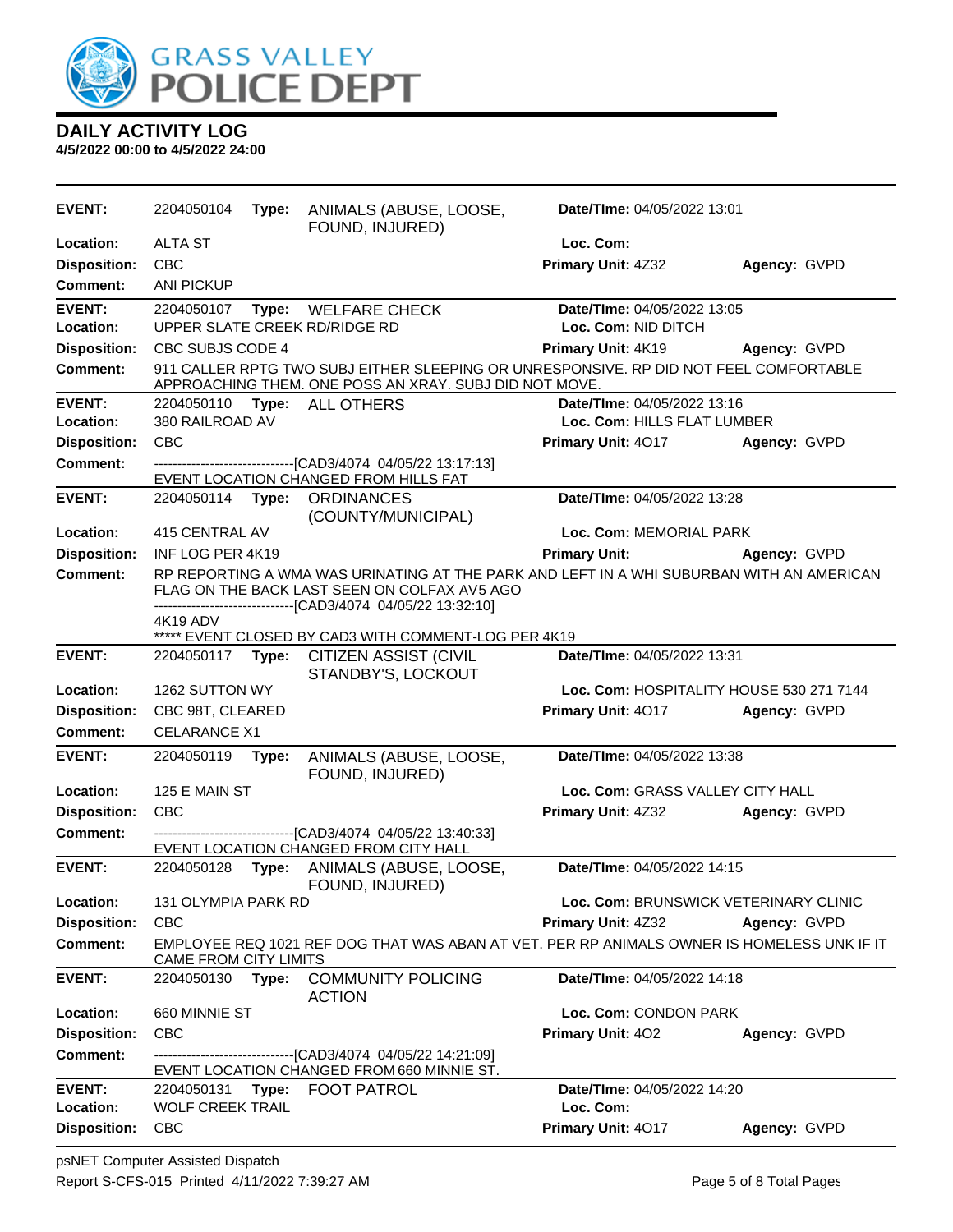# GRASS VALLEY POLICE DEPT

## DAILY ACTIVITY LOG

**4/5/2022 00:00 to 4/5/2022 24:00**

---

**EVENT:** 2204050104 **Type:** ANIMALS (ABUSE, LOOSE, FOUND, INJURED) **Date/TIme:** 04/05/2022 13:01
**Location:** ALTA ST **Loc. Com:**
**Disposition:** CBC **Primary Unit:** 4Z32 **Agency:** GVPD
**Comment:** ANI PICKUP

---

**EVENT:** 2204050107 **Type:** WELFARE CHECK **Date/TIme:** 04/05/2022 13:05
**Location:** UPPER SLATE CREEK RD/RIDGE RD **Loc. Com:** NID DITCH
**Disposition:** CBC SUBJS CODE 4 **Primary Unit:** 4K19 **Agency:** GVPD
**Comment:** 911 CALLER RPTG TWO SUBJ EITHER SLEEPING OR UNRESPONSIVE. RP DID NOT FEEL COMFORTABLE APPROACHING THEM. ONE POSS AN XRAY. SUBJ DID NOT MOVE.

---

**EVENT:** 2204050110 **Type:** ALL OTHERS **Date/TIme:** 04/05/2022 13:16
**Location:** 380 RAILROAD AV **Loc. Com:** HILLS FLAT LUMBER
**Disposition:** CBC **Primary Unit:** 4O17 **Agency:** GVPD
**Comment:** -------------------------------[CAD3/4074 04/05/22 13:17:13]
EVENT LOCATION CHANGED FROM HILLS FAT

---

**EVENT:** 2204050114 **Type:** ORDINANCES (COUNTY/MUNICIPAL) **Date/TIme:** 04/05/2022 13:28
**Location:** 415 CENTRAL AV **Loc. Com:** MEMORIAL PARK
**Disposition:** INF LOG PER 4K19 **Primary Unit:** **Agency:** GVPD
**Comment:** RP REPORTING A WMA WAS URINATING AT THE PARK AND LEFT IN A WHI SUBURBAN WITH AN AMERICAN FLAG ON THE BACK LAST SEEN ON COLFAX AV5 AGO
-------------------------------[CAD3/4074 04/05/22 13:32:10]
4K19 ADV
***** EVENT CLOSED BY CAD3 WITH COMMENT-LOG PER 4K19

---

**EVENT:** 2204050117 **Type:** CITIZEN ASSIST (CIVIL STANDBY'S, LOCKOUT **Date/TIme:** 04/05/2022 13:31
**Location:** 1262 SUTTON WY **Loc. Com:** HOSPITALITY HOUSE 530 271 7144
**Disposition:** CBC 98T, CLEARED **Primary Unit:** 4O17 **Agency:** GVPD
**Comment:** CELARANCE X1

---

**EVENT:** 2204050119 **Type:** ANIMALS (ABUSE, LOOSE, FOUND, INJURED) **Date/TIme:** 04/05/2022 13:38
**Location:** 125 E MAIN ST **Loc. Com:** GRASS VALLEY CITY HALL
**Disposition:** CBC **Primary Unit:** 4Z32 **Agency:** GVPD
**Comment:** -------------------------------[CAD3/4074 04/05/22 13:40:33]
EVENT LOCATION CHANGED FROM CITY HALL

---

**EVENT:** 2204050128 **Type:** ANIMALS (ABUSE, LOOSE, FOUND, INJURED) **Date/TIme:** 04/05/2022 14:15
**Location:** 131 OLYMPIA PARK RD **Loc. Com:** BRUNSWICK VETERINARY CLINIC
**Disposition:** CBC **Primary Unit:** 4Z32 **Agency:** GVPD
**Comment:** EMPLOYEE REQ 1021 REF DOG THAT WAS ABAN AT VET. PER RP ANIMALS OWNER IS HOMELESS UNK IF IT CAME FROM CITY LIMITS

---

**EVENT:** 2204050130 **Type:** COMMUNITY POLICING ACTION **Date/TIme:** 04/05/2022 14:18
**Location:** 660 MINNIE ST **Loc. Com:** CONDON PARK
**Disposition:** CBC **Primary Unit:** 4O2 **Agency:** GVPD
**Comment:** -------------------------------[CAD3/4074 04/05/22 14:21:09]
EVENT LOCATION CHANGED FROM 660 MINNIE ST.

---

**EVENT:** 2204050131 **Type:** FOOT PATROL **Date/TIme:** 04/05/2022 14:20
**Location:** WOLF CREEK TRAIL **Loc. Com:**
**Disposition:** CBC **Primary Unit:** 4O17 **Agency:** GVPD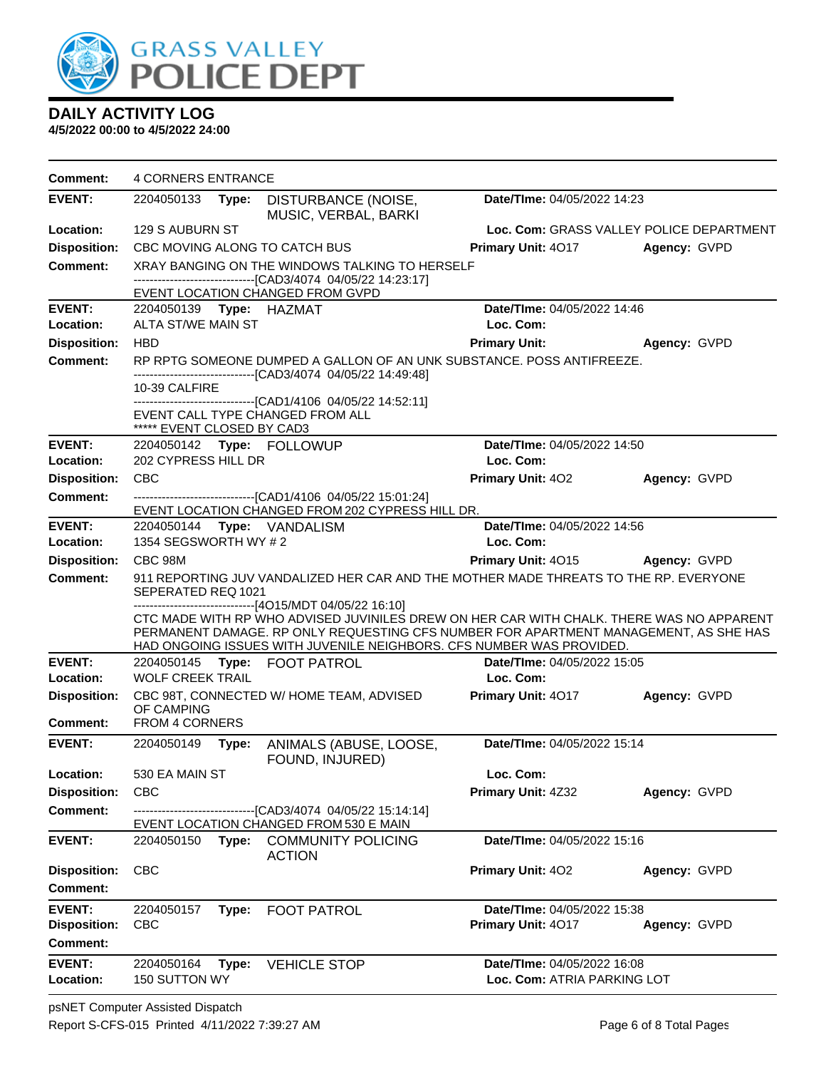# GRASS VALLEY POLICE DEPT

## DAILY ACTIVITY LOG

**4/5/2022 00:00 to 4/5/2022 24:00**

**Comment:** 4 CORNERS ENTRANCE

---

**EVENT:** 2204050133 **Type:** DISTURBANCE (NOISE, MUSIC, VERBAL, BARKI
**Date/TIme:** 04/05/2022 14:23
**Location:** 129 S AUBURN ST **Loc. Com:** GRASS VALLEY POLICE DEPARTMENT
**Disposition:** CBC MOVING ALONG TO CATCH BUS **Primary Unit:** 4O17 **Agency:** GVPD
**Comment:** XRAY BANGING ON THE WINDOWS TALKING TO HERSELF
------------------------------[CAD3/4074 04/05/22 14:23:17]
EVENT LOCATION CHANGED FROM GVPD

---

**EVENT:** 2204050139 **Type:** HAZMAT **Date/TIme:** 04/05/2022 14:46
**Location:** ALTA ST/WE MAIN ST **Loc. Com:**
**Disposition:** HBD **Primary Unit:** **Agency:** GVPD
**Comment:** RP RPTG SOMEONE DUMPED A GALLON OF AN UNK SUBSTANCE. POSS ANTIFREEZE.
------------------------------[CAD3/4074 04/05/22 14:49:48]
10-39 CALFIRE
------------------------------[CAD1/4106 04/05/22 14:52:11]
EVENT CALL TYPE CHANGED FROM ALL
***** EVENT CLOSED BY CAD3

---

**EVENT:** 2204050142 **Type:** FOLLOWUP **Date/TIme:** 04/05/2022 14:50
**Location:** 202 CYPRESS HILL DR **Loc. Com:**
**Disposition:** CBC **Primary Unit:** 4O2 **Agency:** GVPD
**Comment:** ------------------------------[CAD1/4106 04/05/22 15:01:24]
EVENT LOCATION CHANGED FROM 202 CYPRESS HILL DR.

---

**EVENT:** 2204050144 **Type:** VANDALISM **Date/TIme:** 04/05/2022 14:56
**Location:** 1354 SEGSWORTH WY # 2 **Loc. Com:**
**Disposition:** CBC 98M **Primary Unit:** 4O15 **Agency:** GVPD
**Comment:** 911 REPORTING JUV VANDALIZED HER CAR AND THE MOTHER MADE THREATS TO THE RP. EVERYONE SEPERATED REQ 1021
------------------------------[4O15/MDT 04/05/22 16:10]
CTC MADE WITH RP WHO ADVISED JUVINILES DREW ON HER CAR WITH CHALK. THERE WAS NO APPARENT PERMANENT DAMAGE. RP ONLY REQUESTING CFS NUMBER FOR APARTMENT MANAGEMENT, AS SHE HAS HAD ONGOING ISSUES WITH JUVENILE NEIGHBORS. CFS NUMBER WAS PROVIDED.

---

**EVENT:** 2204050145 **Type:** FOOT PATROL **Date/TIme:** 04/05/2022 15:05
**Location:** WOLF CREEK TRAIL **Loc. Com:**
**Disposition:** CBC 98T, CONNECTED W/ HOME TEAM, ADVISED OF CAMPING **Primary Unit:** 4O17 **Agency:** GVPD
**Comment:** FROM 4 CORNERS

---

**EVENT:** 2204050149 **Type:** ANIMALS (ABUSE, LOOSE, FOUND, INJURED) **Date/TIme:** 04/05/2022 15:14
**Location:** 530 EA MAIN ST **Loc. Com:**
**Disposition:** CBC **Primary Unit:** 4Z32 **Agency:** GVPD
**Comment:** ------------------------------[CAD3/4074 04/05/22 15:14:14]
EVENT LOCATION CHANGED FROM 530 E MAIN

---

**EVENT:** 2204050150 **Type:** COMMUNITY POLICING ACTION **Date/TIme:** 04/05/2022 15:16
**Disposition:** CBC **Primary Unit:** 4O2 **Agency:** GVPD
**Comment:**

---

**EVENT:** 2204050157 **Type:** FOOT PATROL **Date/TIme:** 04/05/2022 15:38
**Disposition:** CBC **Primary Unit:** 4O17 **Agency:** GVPD
**Comment:**

---

**EVENT:** 2204050164 **Type:** VEHICLE STOP **Date/TIme:** 04/05/2022 16:08
**Location:** 150 SUTTON WY **Loc. Com:** ATRIA PARKING LOT

psNET Computer Assisted Dispatch
Report S-CFS-015 Printed 4/11/2022 7:39:27 AM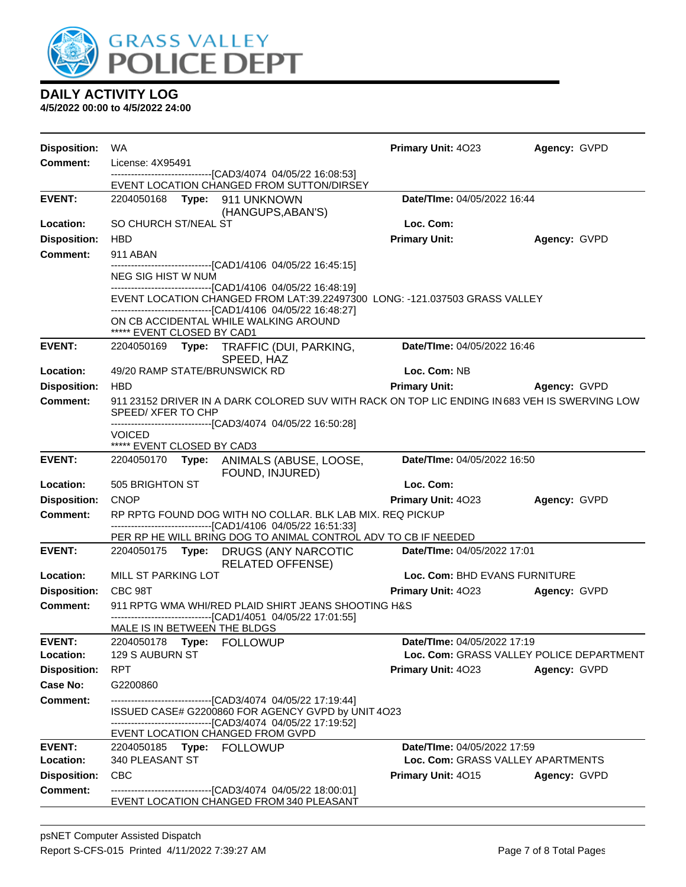# DAILY ACTIVITY LOG

**4/5/2022 00:00 to 4/5/2022 24:00**

**Disposition:** WA **Primary Unit:** 4O23 **Agency:** GVPD

**Comment:** License: 4X95491

------------------------------[CAD3/4074 04/05/22 16:08:53]

EVENT LOCATION CHANGED FROM SUTTON/DIRSEY

---

**EVENT:** 2204050168 **Type:** 911 UNKNOWN (HANGUPS,ABAN'S) **Date/TIme:** 04/05/2022 16:44

**Location:** SO CHURCH ST/NEAL ST **Loc. Com:**

**Disposition:** HBD **Primary Unit:** **Agency:** GVPD

**Comment:** 911 ABAN

------------------------------[CAD1/4106 04/05/22 16:45:15]

NEG SIG HIST W NUM

------------------------------[CAD1/4106 04/05/22 16:48:19]

EVENT LOCATION CHANGED FROM LAT:39.22497300 LONG: -121.037503 GRASS VALLEY

------------------------------[CAD1/4106 04/05/22 16:48:27]

ON CB ACCIDENTAL WHILE WALKING AROUND

***** EVENT CLOSED BY CAD1

---

**EVENT:** 2204050169 **Type:** TRAFFIC (DUI, PARKING, SPEED, HAZ **Date/TIme:** 04/05/2022 16:46

**Location:** 49/20 RAMP STATE/BRUNSWICK RD **Loc. Com:** NB

**Disposition:** HBD **Primary Unit:** **Agency:** GVPD

**Comment:** 911 23152 DRIVER IN A DARK COLORED SUV WITH RACK ON TOP LIC ENDING IN 683 VEH IS SWERVING LOW SPEED/ XFER TO CHP

------------------------------[CAD3/4074 04/05/22 16:50:28]

VOICED

***** EVENT CLOSED BY CAD3

---

**EVENT:** 2204050170 **Type:** ANIMALS (ABUSE, LOOSE, FOUND, INJURED) **Date/TIme:** 04/05/2022 16:50

**Location:** 505 BRIGHTON ST **Loc. Com:**

**Disposition:** CNOP **Primary Unit:** 4O23 **Agency:** GVPD

**Comment:** RP RPTG FOUND DOG WITH NO COLLAR. BLK LAB MIX. REQ PICKUP

------------------------------[CAD1/4106 04/05/22 16:51:33]

PER RP HE WILL BRING DOG TO ANIMAL CONTROL ADV TO CB IF NEEDED

---

**EVENT:** 2204050175 **Type:** DRUGS (ANY NARCOTIC RELATED OFFENSE) **Date/TIme:** 04/05/2022 17:01

**Location:** MILL ST PARKING LOT **Loc. Com:** BHD EVANS FURNITURE

**Disposition:** CBC 98T **Primary Unit:** 4O23 **Agency:** GVPD

**Comment:** 911 RPTG WMA WHI/RED PLAID SHIRT JEANS SHOOTING H&S

------------------------------[CAD1/4051 04/05/22 17:01:55]

MALE IS IN BETWEEN THE BLDGS

---

**EVENT:** 2204050178 **Type:** FOLLOWUP **Date/TIme:** 04/05/2022 17:19

**Location:** 129 S AUBURN ST **Loc. Com:** GRASS VALLEY POLICE DEPARTMENT

**Disposition:** RPT **Primary Unit:** 4O23 **Agency:** GVPD

**Case No:** G2200860

**Comment:** ------------------------------[CAD3/4074 04/05/22 17:19:44]

ISSUED CASE# G2200860 FOR AGENCY GVPD by UNIT 4O23

------------------------------[CAD3/4074 04/05/22 17:19:52]

EVENT LOCATION CHANGED FROM GVPD

---

**EVENT:** 2204050185 **Type:** FOLLOWUP **Date/TIme:** 04/05/2022 17:59

**Location:** 340 PLEASANT ST **Loc. Com:** GRASS VALLEY APARTMENTS

**Disposition:** CBC **Primary Unit:** 4O15 **Agency:** GVPD

**Comment:** ------------------------------[CAD3/4074 04/05/22 18:00:01]

EVENT LOCATION CHANGED FROM 340 PLEASANT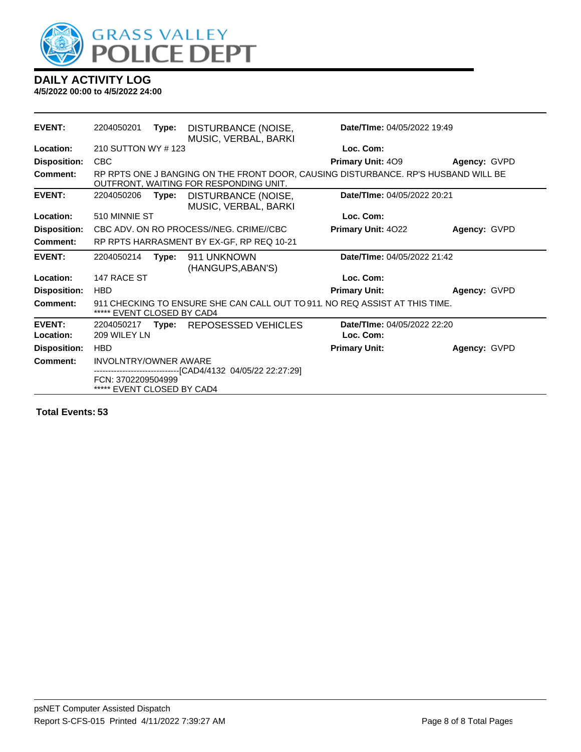# GRASS VALLEY POLICE DEPT

## DAILY ACTIVITY LOG

**4/5/2022 00:00 to 4/5/2022 24:00**

| | | | |
|---|---|---|---|
| **EVENT:** 2204050201 | **Type:** DISTURBANCE (NOISE, MUSIC, VERBAL, BARKI | **Date/TIme:** 04/05/2022 19:49 | |
| **Location:** 210 SUTTON WY # 123 | | **Loc. Com:** | |
| **Disposition:** CBC | | **Primary Unit:** 4O9 | **Agency:** GVPD |
| **Comment:** RP RPTS ONE J BANGING ON THE FRONT DOOR, CAUSING DISTURBANCE. RP'S HUSBAND WILL BE OUTFRONT, WAITING FOR RESPONDING UNIT. | | | |

| | | | |
|---|---|---|---|
| **EVENT:** 2204050206 | **Type:** DISTURBANCE (NOISE, MUSIC, VERBAL, BARKI | **Date/TIme:** 04/05/2022 20:21 | |
| **Location:** 510 MINNIE ST | | **Loc. Com:** | |
| **Disposition:** CBC ADV. ON RO PROCESS//NEG. CRIME//CBC | | **Primary Unit:** 4O22 | **Agency:** GVPD |
| **Comment:** RP RPTS HARRASMENT BY EX-GF, RP REQ 10-21 | | | |

| | | | |
|---|---|---|---|
| **EVENT:** 2204050214 | **Type:** 911 UNKNOWN (HANGUPS,ABAN'S) | **Date/TIme:** 04/05/2022 21:42 | |
| **Location:** 147 RACE ST | | **Loc. Com:** | |
| **Disposition:** HBD | | **Primary Unit:** | **Agency:** GVPD |
| **Comment:** 911 CHECKING TO ENSURE SHE CAN CALL OUT TO 911. NO REQ ASSIST AT THIS TIME. ***** EVENT CLOSED BY CAD4 | | | |

| | | | |
|---|---|---|---|
| **EVENT:** 2204050217 | **Type:** REPOSESSED VEHICLES | **Date/TIme:** 04/05/2022 22:20 | |
| **Location:** 209 WILEY LN | | **Loc. Com:** | |
| **Disposition:** HBD | | **Primary Unit:** | **Agency:** GVPD |
| **Comment:** INVOLNTRY/OWNER AWARE -------------------------------[CAD4/4132 04/05/22 22:27:29] FCN: 3702209504999 ***** EVENT CLOSED BY CAD4 | | | |

**Total Events: 53**

psNET Computer Assisted Dispatch
Report S-CFS-015 Printed 4/11/2022 7:39:27 AM